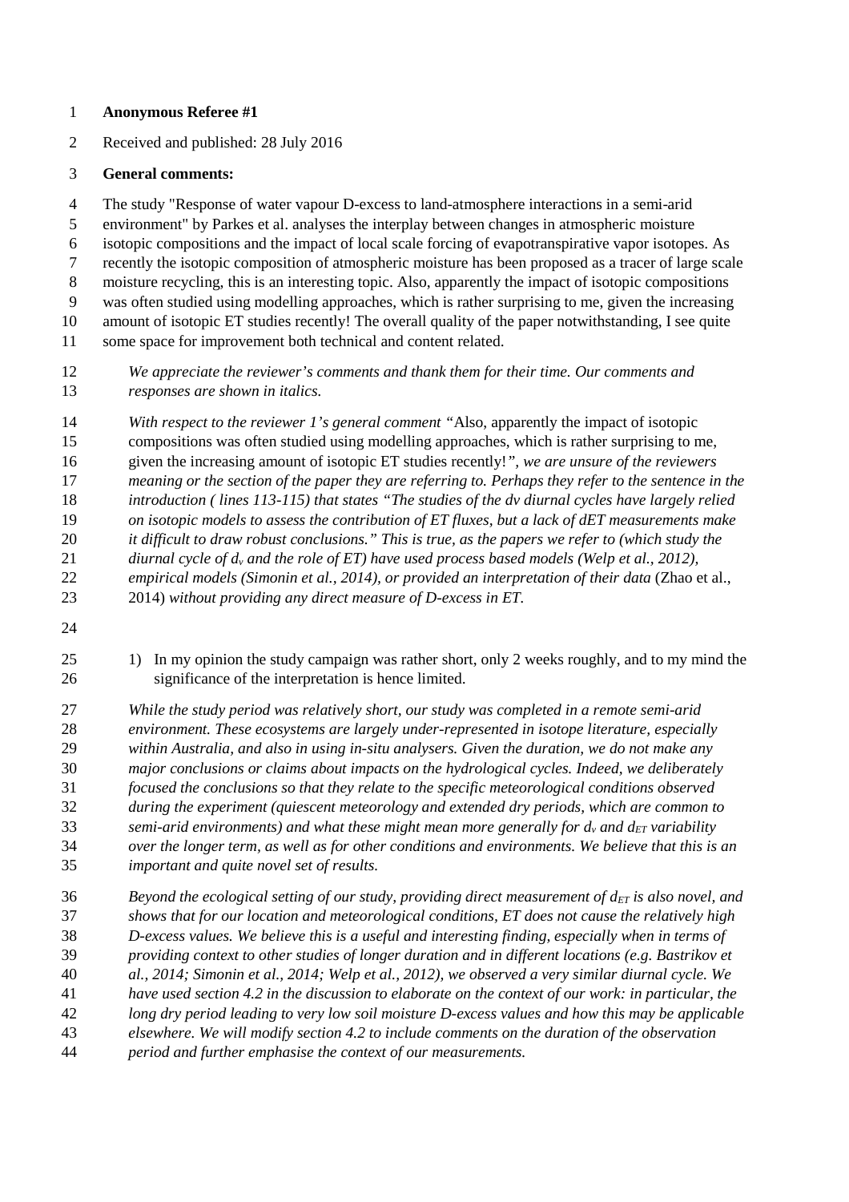**Anonymous Referee #1**

Received and published: 28 July 2016

**General comments:**

The study "Response of water vapour D-excess to land-atmosphere interactions in a semi-arid environment" by Parkes et al. analyses the interplay between changes in atmospheric moisture isotopic compositions and the impact of local scale forcing of evapotranspirative vapor isotopes. As recently the isotopic composition of atmospheric moisture has been proposed as a tracer of large scale moisture recycling, this is an interesting topic. Also, apparently the impact of isotopic compositions was often studied using modelling approaches, which is rather surprising to me, given the increasing amount of isotopic ET studies recently! The overall quality of the paper notwithstanding, I see quite some space for improvement both technical and content related.

*We appreciate the reviewer's comments and thank them for their time. Our comments and responses are shown in italics.*

*With respect to the reviewer 1's general comment "*Also, apparently the impact of isotopic compositions was often studied using modelling approaches, which is rather surprising to me, given the increasing amount of isotopic ET studies recently!*", we are unsure of the reviewers meaning or the section of the paper they are referring to. Perhaps they refer to the sentence in the introduction ( lines 113-115) that states "The studies of the dv diurnal cycles have largely relied on isotopic models to assess the contribution of ET fluxes, but a lack of dET measurements make it difficult to draw robust conclusions." This is true, as the papers we refer to (which study the diurnal cycle of $d_v$ and the role of ET) have used process based models (Welp et al., 2012), empirical models (Simonin et al., 2014), or provided an interpretation of their data* (Zhao et al., 2014) *without providing any direct measure of D-excess in ET.*

1) In my opinion the study campaign was rather short, only 2 weeks roughly, and to my mind the significance of the interpretation is hence limited.

*While the study period was relatively short, our study was completed in a remote semi-arid environment. These ecosystems are largely under-represented in isotope literature, especially within Australia, and also in using in-situ analysers. Given the duration, we do not make any major conclusions or claims about impacts on the hydrological cycles. Indeed, we deliberately focused the conclusions so that they relate to the specific meteorological conditions observed during the experiment (quiescent meteorology and extended dry periods, which are common to semi-arid environments) and what these might mean more generally for $d_v$ and $d_{ET}$ variability over the longer term, as well as for other conditions and environments. We believe that this is an important and quite novel set of results.*

*Beyond the ecological setting of our study, providing direct measurement of $d_{ET}$ is also novel, and shows that for our location and meteorological conditions, ET does not cause the relatively high D-excess values. We believe this is a useful and interesting finding, especially when in terms of providing context to other studies of longer duration and in different locations (e.g. Bastrikov et al., 2014; Simonin et al., 2014; Welp et al., 2012), we observed a very similar diurnal cycle. We have used section 4.2 in the discussion to elaborate on the context of our work: in particular, the long dry period leading to very low soil moisture D-excess values and how this may be applicable elsewhere. We will modify section 4.2 to include comments on the duration of the observation period and further emphasise the context of our measurements.*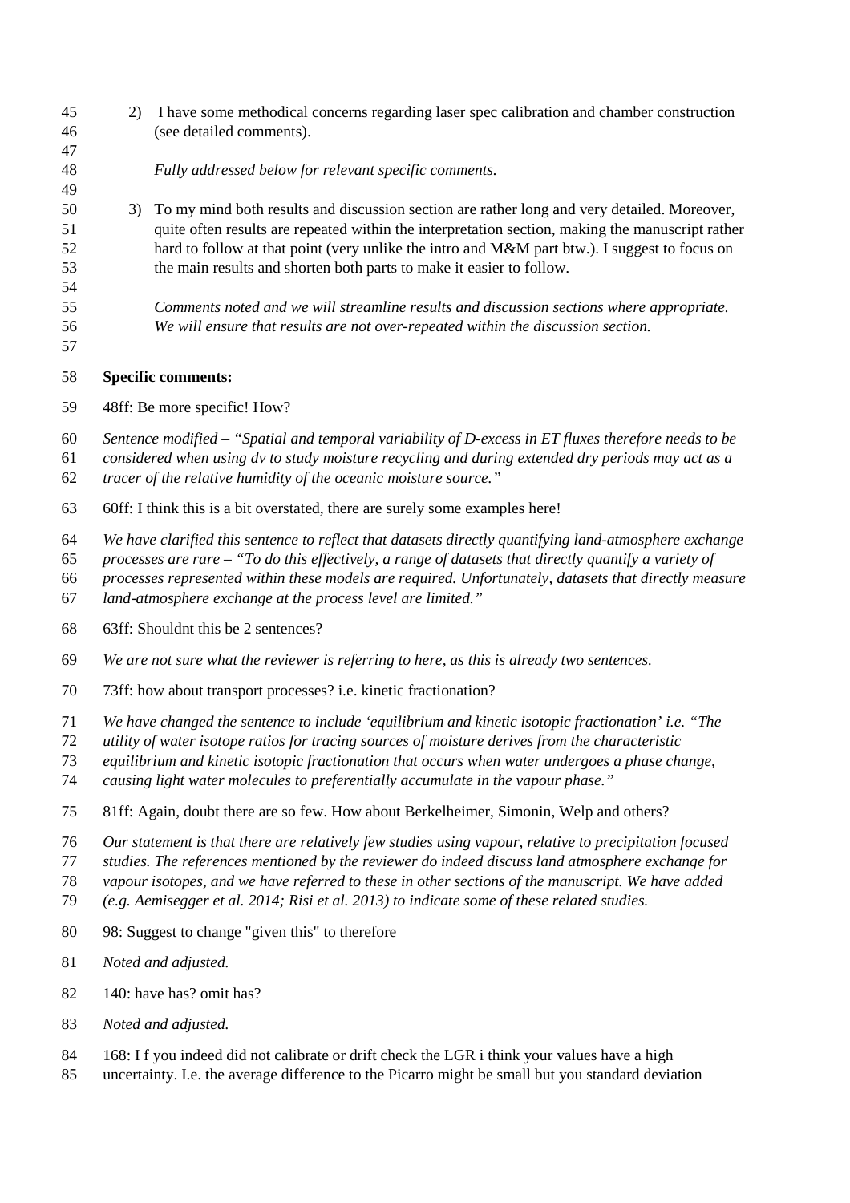2) I have some methodical concerns regarding laser spec calibration and chamber construction (see detailed comments).

   *Fully addressed below for relevant specific comments.*

3) To my mind both results and discussion section are rather long and very detailed. Moreover, quite often results are repeated within the interpretation section, making the manuscript rather hard to follow at that point (very unlike the intro and M&M part btw.). I suggest to focus on the main results and shorten both parts to make it easier to follow.

   *Comments noted and we will streamline results and discussion sections where appropriate. We will ensure that results are not over-repeated within the discussion section.*

**Specific comments:**

48ff: Be more specific! How?

*Sentence modified – "Spatial and temporal variability of D-excess in ET fluxes therefore needs to be considered when using dv to study moisture recycling and during extended dry periods may act as a tracer of the relative humidity of the oceanic moisture source."*

60ff: I think this is a bit overstated, there are surely some examples here!

*We have clarified this sentence to reflect that datasets directly quantifying land-atmosphere exchange processes are rare – "To do this effectively, a range of datasets that directly quantify a variety of processes represented within these models are required. Unfortunately, datasets that directly measure land-atmosphere exchange at the process level are limited."*

63ff: Shouldnt this be 2 sentences?

*We are not sure what the reviewer is referring to here, as this is already two sentences.*

73ff: how about transport processes? i.e. kinetic fractionation?

*We have changed the sentence to include 'equilibrium and kinetic isotopic fractionation' i.e. "The utility of water isotope ratios for tracing sources of moisture derives from the characteristic equilibrium and kinetic isotopic fractionation that occurs when water undergoes a phase change, causing light water molecules to preferentially accumulate in the vapour phase."*

81ff: Again, doubt there are so few. How about Berkelheimer, Simonin, Welp and others?

*Our statement is that there are relatively few studies using vapour, relative to precipitation focused studies. The references mentioned by the reviewer do indeed discuss land atmosphere exchange for vapour isotopes, and we have referred to these in other sections of the manuscript. We have added (e.g. Aemisegger et al. 2014; Risi et al. 2013) to indicate some of these related studies.*

98: Suggest to change "given this" to therefore

*Noted and adjusted.*

140: have has? omit has?

*Noted and adjusted.*

168: I f you indeed did not calibrate or drift check the LGR i think your values have a high uncertainty. I.e. the average difference to the Picarro might be small but you standard deviation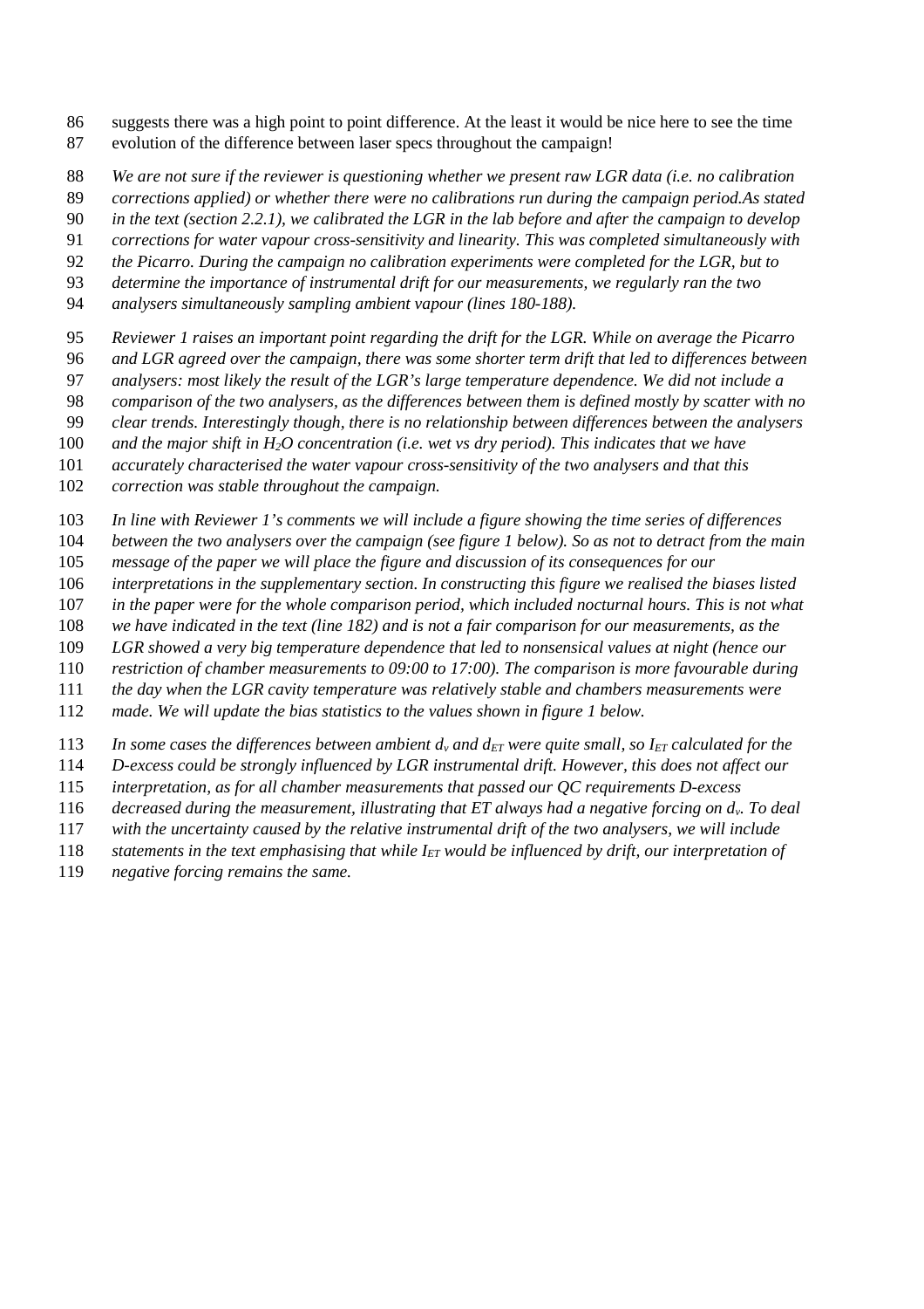suggests there was a high point to point difference. At the least it would be nice here to see the time evolution of the difference between laser specs throughout the campaign!

*We are not sure if the reviewer is questioning whether we present raw LGR data (i.e. no calibration corrections applied) or whether there were no calibrations run during the campaign period.As stated in the text (section 2.2.1), we calibrated the LGR in the lab before and after the campaign to develop corrections for water vapour cross-sensitivity and linearity. This was completed simultaneously with the Picarro. During the campaign no calibration experiments were completed for the LGR, but to determine the importance of instrumental drift for our measurements, we regularly ran the two analysers simultaneously sampling ambient vapour (lines 180-188).*

*Reviewer 1 raises an important point regarding the drift for the LGR. While on average the Picarro and LGR agreed over the campaign, there was some shorter term drift that led to differences between analysers: most likely the result of the LGR's large temperature dependence. We did not include a comparison of the two analysers, as the differences between them is defined mostly by scatter with no clear trends. Interestingly though, there is no relationship between differences between the analysers and the major shift in $H_2O$ concentration (i.e. wet vs dry period). This indicates that we have accurately characterised the water vapour cross-sensitivity of the two analysers and that this correction was stable throughout the campaign.*

*In line with Reviewer 1's comments we will include a figure showing the time series of differences between the two analysers over the campaign (see figure 1 below). So as not to detract from the main message of the paper we will place the figure and discussion of its consequences for our interpretations in the supplementary section. In constructing this figure we realised the biases listed in the paper were for the whole comparison period, which included nocturnal hours. This is not what we have indicated in the text (line 182) and is not a fair comparison for our measurements, as the LGR showed a very big temperature dependence that led to nonsensical values at night (hence our restriction of chamber measurements to 09:00 to 17:00). The comparison is more favourable during the day when the LGR cavity temperature was relatively stable and chambers measurements were made. We will update the bias statistics to the values shown in figure 1 below.*

*In some cases the differences between ambient $d_v$ and $d_{ET}$ were quite small, so $I_{ET}$ calculated for the D-excess could be strongly influenced by LGR instrumental drift. However, this does not affect our interpretation, as for all chamber measurements that passed our QC requirements D-excess decreased during the measurement, illustrating that ET always had a negative forcing on $d_v$. To deal with the uncertainty caused by the relative instrumental drift of the two analysers, we will include statements in the text emphasising that while $I_{ET}$ would be influenced by drift, our interpretation of negative forcing remains the same.*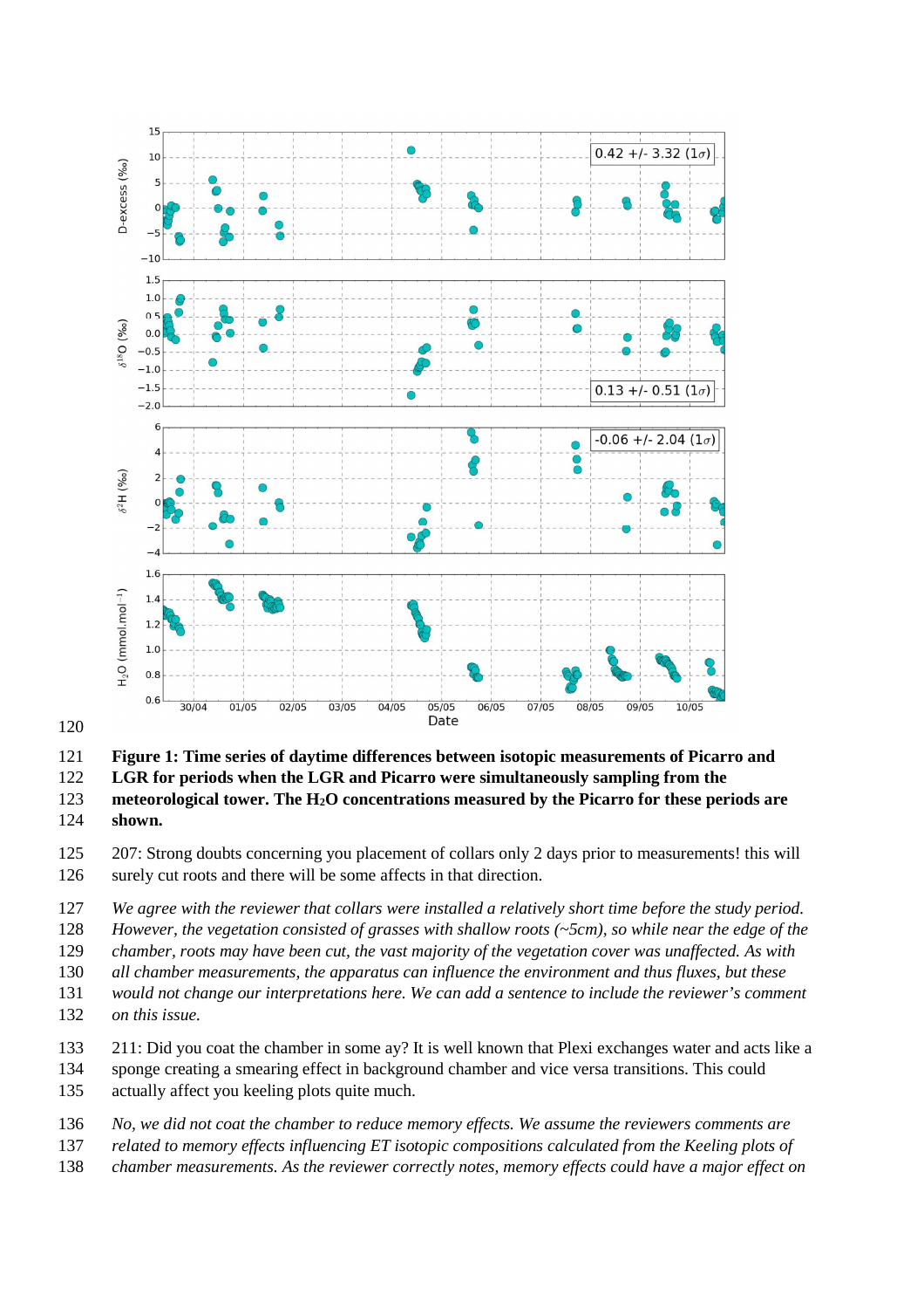**Figure 1: Time series of daytime differences between isotopic measurements of Picarro and LGR for periods when the LGR and Picarro were simultaneously sampling from the meteorological tower. The $H_2O$ concentrations measured by the Picarro for these periods are shown.**

207: Strong doubts concerning you placement of collars only 2 days prior to measurements! this will surely cut roots and there will be some affects in that direction.

*We agree with the reviewer that collars were installed a relatively short time before the study period. However, the vegetation consisted of grasses with shallow roots (~5cm), so while near the edge of the chamber, roots may have been cut, the vast majority of the vegetation cover was unaffected. As with all chamber measurements, the apparatus can influence the environment and thus fluxes, but these would not change our interpretations here. We can add a sentence to include the reviewer's comment on this issue.*

211: Did you coat the chamber in some ay? It is well known that Plexi exchanges water and acts like a sponge creating a smearing effect in background chamber and vice versa transitions. This could actually affect you keeling plots quite much.

*No, we did not coat the chamber to reduce memory effects. We assume the reviewers comments are related to memory effects influencing ET isotopic compositions calculated from the Keeling plots of chamber measurements. As the reviewer correctly notes, memory effects could have a major effect on*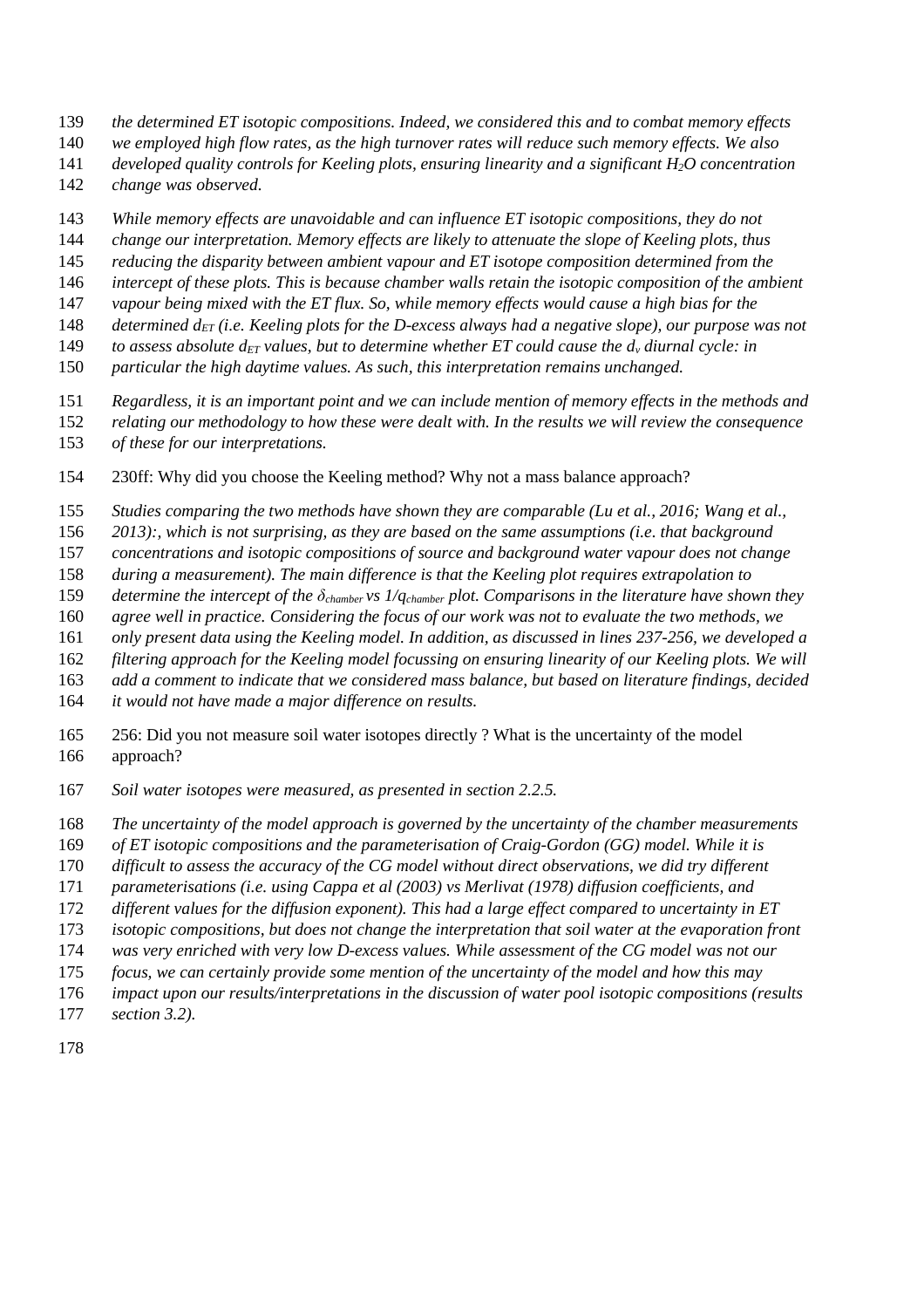*the determined ET isotopic compositions. Indeed, we considered this and to combat memory effects we employed high flow rates, as the high turnover rates will reduce such memory effects. We also developed quality controls for Keeling plots, ensuring linearity and a significant $H_2O$ concentration change was observed.*

*While memory effects are unavoidable and can influence ET isotopic compositions, they do not change our interpretation. Memory effects are likely to attenuate the slope of Keeling plots, thus reducing the disparity between ambient vapour and ET isotope composition determined from the intercept of these plots. This is because chamber walls retain the isotopic composition of the ambient vapour being mixed with the ET flux. So, while memory effects would cause a high bias for the determined $d_{ET}$ (i.e. Keeling plots for the D-excess always had a negative slope), our purpose was not to assess absolute $d_{ET}$ values, but to determine whether ET could cause the $d_v$ diurnal cycle: in particular the high daytime values. As such, this interpretation remains unchanged.*

*Regardless, it is an important point and we can include mention of memory effects in the methods and relating our methodology to how these were dealt with. In the results we will review the consequence of these for our interpretations.*

230ff: Why did you choose the Keeling method? Why not a mass balance approach?

*Studies comparing the two methods have shown they are comparable (Lu et al., 2016; Wang et al., 2013):, which is not surprising, as they are based on the same assumptions (i.e. that background concentrations and isotopic compositions of source and background water vapour does not change during a measurement). The main difference is that the Keeling plot requires extrapolation to determine the intercept of the $\delta_{chamber}$ vs $1/q_{chamber}$ plot. Comparisons in the literature have shown they agree well in practice. Considering the focus of our work was not to evaluate the two methods, we only present data using the Keeling model. In addition, as discussed in lines 237-256, we developed a filtering approach for the Keeling model focussing on ensuring linearity of our Keeling plots. We will add a comment to indicate that we considered mass balance, but based on literature findings, decided it would not have made a major difference on results.*

256: Did you not measure soil water isotopes directly ? What is the uncertainty of the model approach?

*Soil water isotopes were measured, as presented in section 2.2.5.*

*The uncertainty of the model approach is governed by the uncertainty of the chamber measurements of ET isotopic compositions and the parameterisation of Craig-Gordon (GG) model. While it is difficult to assess the accuracy of the CG model without direct observations, we did try different parameterisations (i.e. using Cappa et al (2003) vs Merlivat (1978) diffusion coefficients, and different values for the diffusion exponent). This had a large effect compared to uncertainty in ET isotopic compositions, but does not change the interpretation that soil water at the evaporation front was very enriched with very low D-excess values. While assessment of the CG model was not our focus, we can certainly provide some mention of the uncertainty of the model and how this may impact upon our results/interpretations in the discussion of water pool isotopic compositions (results section 3.2).*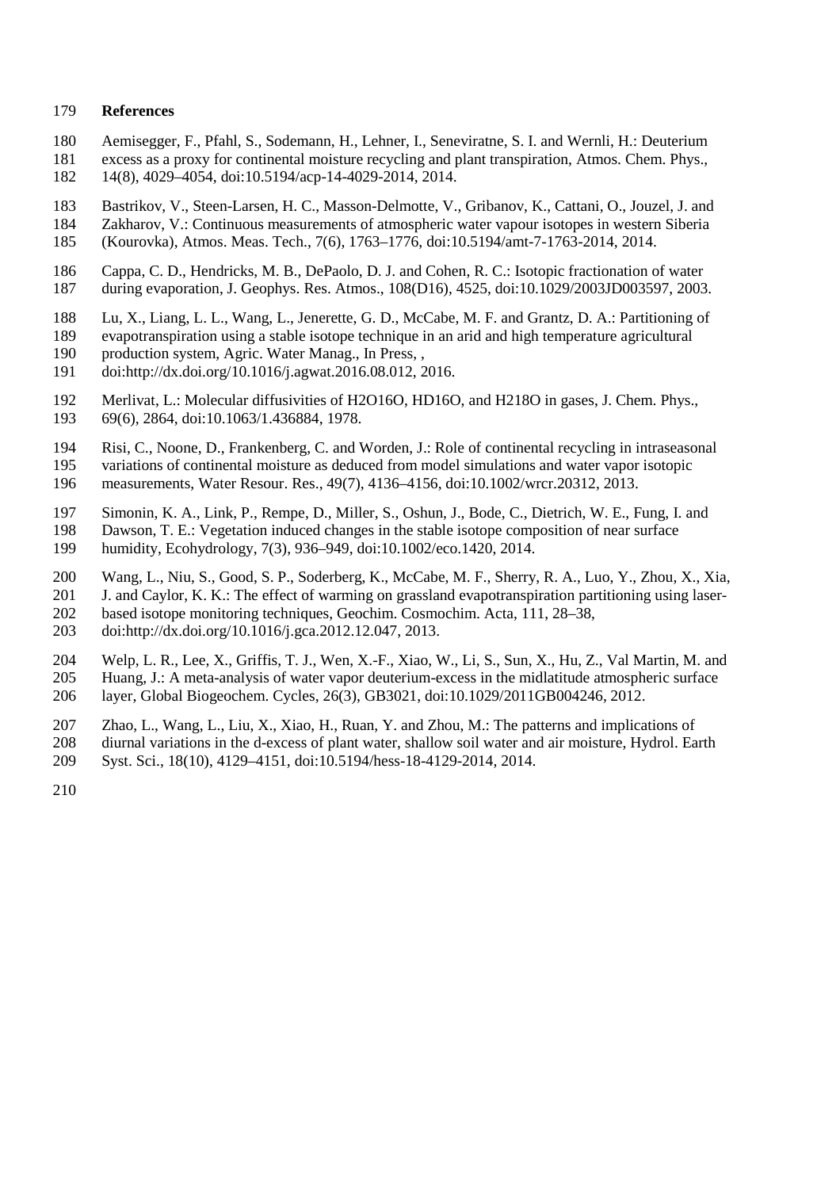## References

Aemisegger, F., Pfahl, S., Sodemann, H., Lehner, I., Seneviratne, S. I. and Wernli, H.: Deuterium excess as a proxy for continental moisture recycling and plant transpiration, Atmos. Chem. Phys., 14(8), 4029–4054, doi:10.5194/acp-14-4029-2014, 2014.

Bastrikov, V., Steen-Larsen, H. C., Masson-Delmotte, V., Gribanov, K., Cattani, O., Jouzel, J. and Zakharov, V.: Continuous measurements of atmospheric water vapour isotopes in western Siberia (Kourovka), Atmos. Meas. Tech., 7(6), 1763–1776, doi:10.5194/amt-7-1763-2014, 2014.

Cappa, C. D., Hendricks, M. B., DePaolo, D. J. and Cohen, R. C.: Isotopic fractionation of water during evaporation, J. Geophys. Res. Atmos., 108(D16), 4525, doi:10.1029/2003JD003597, 2003.

Lu, X., Liang, L. L., Wang, L., Jenerette, G. D., McCabe, M. F. and Grantz, D. A.: Partitioning of evapotranspiration using a stable isotope technique in an arid and high temperature agricultural production system, Agric. Water Manag., In Press, , doi:http://dx.doi.org/10.1016/j.agwat.2016.08.012, 2016.

Merlivat, L.: Molecular diffusivities of H2O16O, HD16O, and H218O in gases, J. Chem. Phys., 69(6), 2864, doi:10.1063/1.436884, 1978.

Risi, C., Noone, D., Frankenberg, C. and Worden, J.: Role of continental recycling in intraseasonal variations of continental moisture as deduced from model simulations and water vapor isotopic measurements, Water Resour. Res., 49(7), 4136–4156, doi:10.1002/wrcr.20312, 2013.

Simonin, K. A., Link, P., Rempe, D., Miller, S., Oshun, J., Bode, C., Dietrich, W. E., Fung, I. and Dawson, T. E.: Vegetation induced changes in the stable isotope composition of near surface humidity, Ecohydrology, 7(3), 936–949, doi:10.1002/eco.1420, 2014.

Wang, L., Niu, S., Good, S. P., Soderberg, K., McCabe, M. F., Sherry, R. A., Luo, Y., Zhou, X., Xia, J. and Caylor, K. K.: The effect of warming on grassland evapotranspiration partitioning using laser-based isotope monitoring techniques, Geochim. Cosmochim. Acta, 111, 28–38, doi:http://dx.doi.org/10.1016/j.gca.2012.12.047, 2013.

Welp, L. R., Lee, X., Griffis, T. J., Wen, X.-F., Xiao, W., Li, S., Sun, X., Hu, Z., Val Martin, M. and Huang, J.: A meta-analysis of water vapor deuterium-excess in the midlatitude atmospheric surface layer, Global Biogeochem. Cycles, 26(3), GB3021, doi:10.1029/2011GB004246, 2012.

Zhao, L., Wang, L., Liu, X., Xiao, H., Ruan, Y. and Zhou, M.: The patterns and implications of diurnal variations in the d-excess of plant water, shallow soil water and air moisture, Hydrol. Earth Syst. Sci., 18(10), 4129–4151, doi:10.5194/hess-18-4129-2014, 2014.